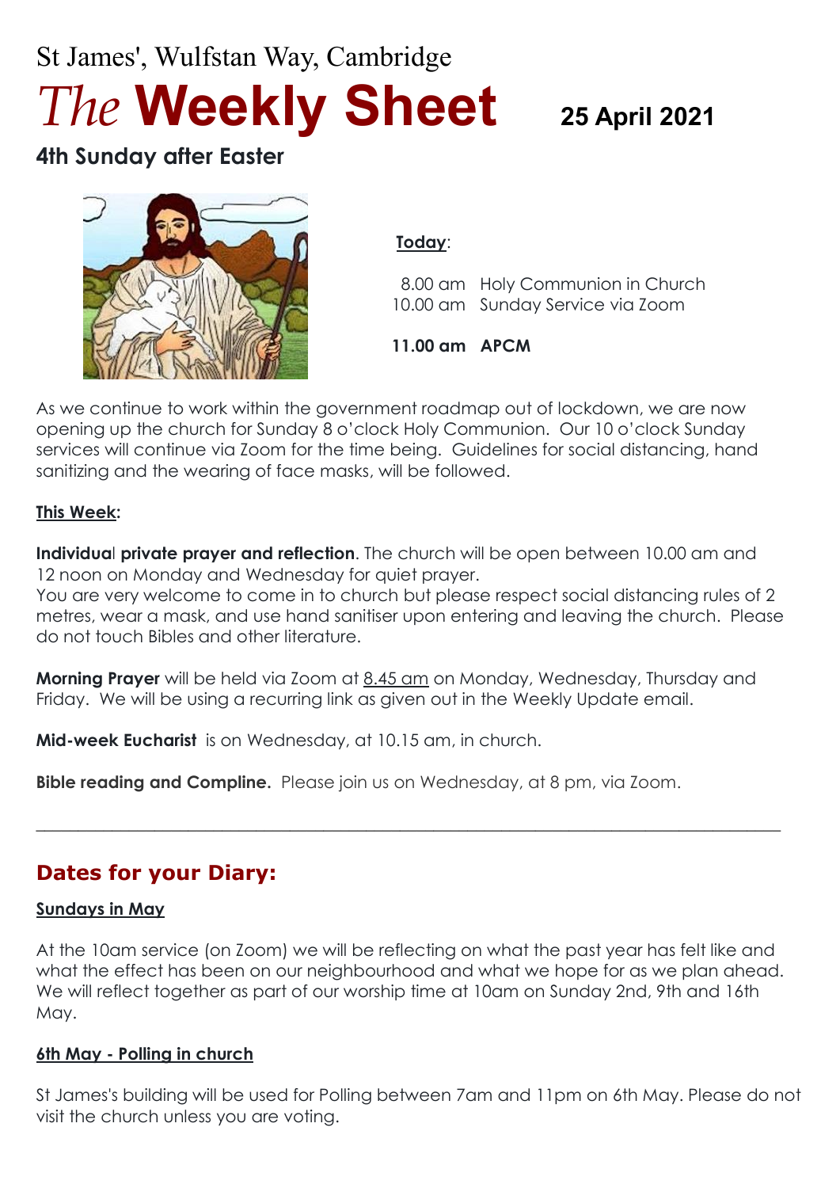St James', Wulfstan Way, Cambridge

# *The* Weekly Sheet

**25 April 2021**

## 4th Sunday after Easter

**Today**:

| | |
|---|---|
| 8.00 am | Holy Communion in Church |
| 10.00 am | Sunday Service via Zoom |
| **11.00 am** | **APCM** |

As we continue to work within the government roadmap out of lockdown, we are now opening up the church for Sunday 8 o'clock Holy Communion. Our 10 o'clock Sunday services will continue via Zoom for the time being. Guidelines for social distancing, hand sanitizing and the wearing of face masks, will be followed.

**This Week:**

**Individual private prayer and reflection**. The church will be open between 10.00 am and 12 noon on Monday and Wednesday for quiet prayer.
You are very welcome to come in to church but please respect social distancing rules of 2 metres, wear a mask, and use hand sanitiser upon entering and leaving the church. Please do not touch Bibles and other literature.

**Morning Prayer** will be held via Zoom at 8.45 am on Monday, Wednesday, Thursday and Friday. We will be using a recurring link as given out in the Weekly Update email.

**Mid-week Eucharist** is on Wednesday, at 10.15 am, in church.

**Bible reading and Compline.** Please join us on Wednesday, at 8 pm, via Zoom.

---

## Dates for your Diary:

**Sundays in May**

At the 10am service (on Zoom) we will be reflecting on what the past year has felt like and what the effect has been on our neighbourhood and what we hope for as we plan ahead. We will reflect together as part of our worship time at 10am on Sunday 2nd, 9th and 16th May.

**6th May - Polling in church**

St James's building will be used for Polling between 7am and 11pm on 6th May. Please do not visit the church unless you are voting.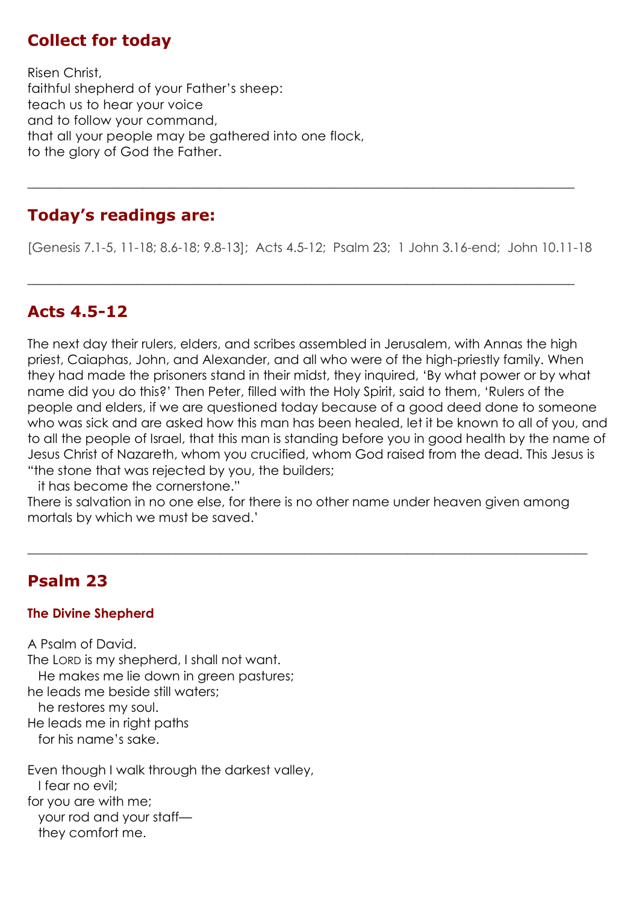## Collect for today

Risen Christ,
faithful shepherd of your Father's sheep:
teach us to hear your voice
and to follow your command,
that all your people may be gathered into one flock,
to the glory of God the Father.

---

## Today's readings are:

[Genesis 7.1-5, 11-18; 8.6-18; 9.8-13]; Acts 4.5-12; Psalm 23; 1 John 3.16-end; John 10.11-18

---

## Acts 4.5-12

The next day their rulers, elders, and scribes assembled in Jerusalem, with Annas the high priest, Caiaphas, John, and Alexander, and all who were of the high-priestly family. When they had made the prisoners stand in their midst, they inquired, 'By what power or by what name did you do this?' Then Peter, filled with the Holy Spirit, said to them, 'Rulers of the people and elders, if we are questioned today because of a good deed done to someone who was sick and are asked how this man has been healed, let it be known to all of you, and to all the people of Israel, that this man is standing before you in good health by the name of Jesus Christ of Nazareth, whom you crucified, whom God raised from the dead. This Jesus is
"the stone that was rejected by you, the builders;
  it has become the cornerstone."
There is salvation in no one else, for there is no other name under heaven given among mortals by which we must be saved.'

---

## Psalm 23

### The Divine Shepherd

A Psalm of David.
The LORD is my shepherd, I shall not want.
  He makes me lie down in green pastures;
he leads me beside still waters;
  he restores my soul.
He leads me in right paths
  for his name's sake.

Even though I walk through the darkest valley,
  I fear no evil;
for you are with me;
  your rod and your staff—
  they comfort me.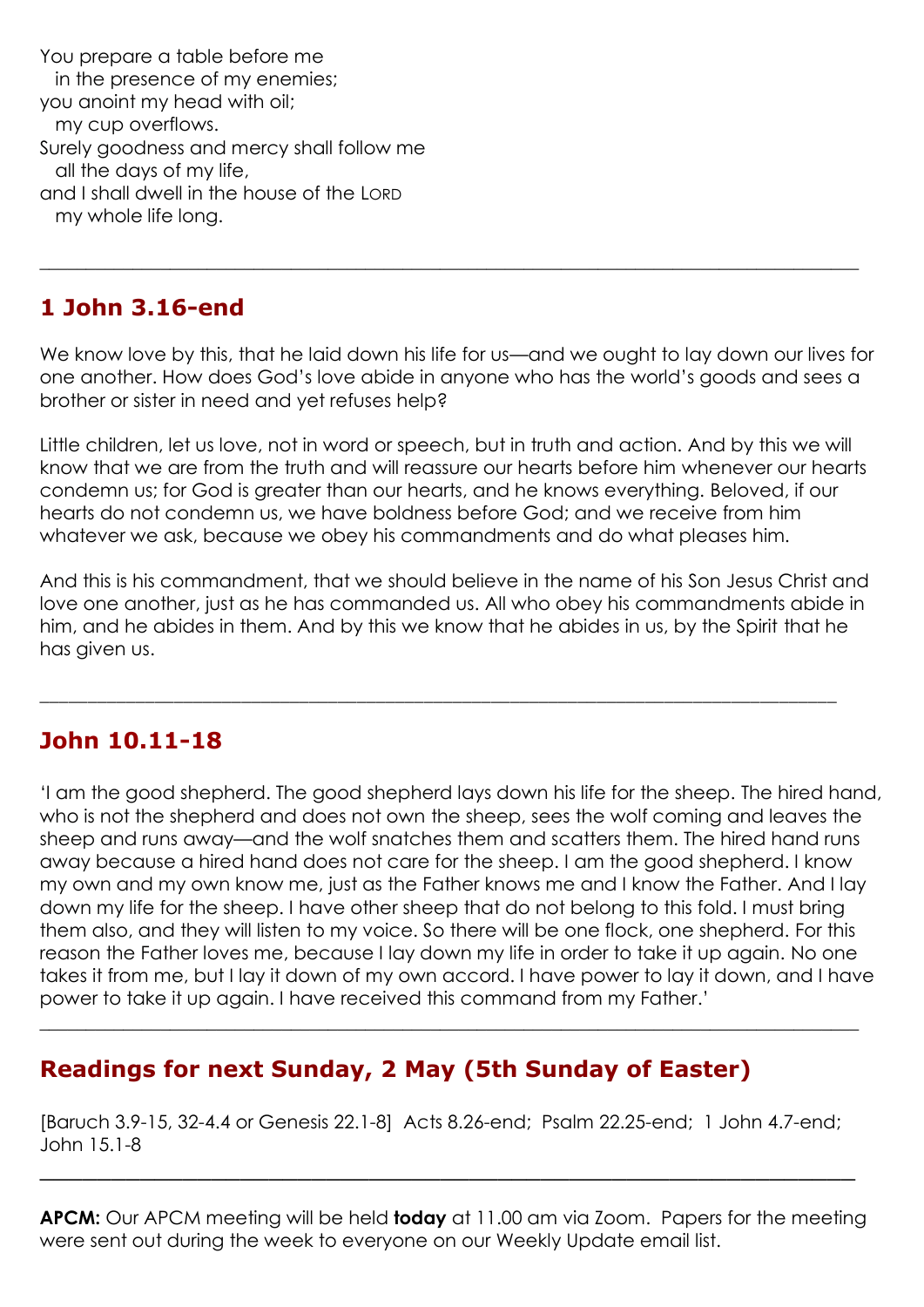You prepare a table before me
in the presence of my enemies;
you anoint my head with oil;
my cup overflows.
Surely goodness and mercy shall follow me
all the days of my life,
and I shall dwell in the house of the LORD
my whole life long.

---

## 1 John 3.16-end

We know love by this, that he laid down his life for us—and we ought to lay down our lives for one another. How does God's love abide in anyone who has the world's goods and sees a brother or sister in need and yet refuses help?

Little children, let us love, not in word or speech, but in truth and action. And by this we will know that we are from the truth and will reassure our hearts before him whenever our hearts condemn us; for God is greater than our hearts, and he knows everything. Beloved, if our hearts do not condemn us, we have boldness before God; and we receive from him whatever we ask, because we obey his commandments and do what pleases him.

And this is his commandment, that we should believe in the name of his Son Jesus Christ and love one another, just as he has commanded us. All who obey his commandments abide in him, and he abides in them. And by this we know that he abides in us, by the Spirit that he has given us.

---

## John 10.11-18

'I am the good shepherd. The good shepherd lays down his life for the sheep. The hired hand, who is not the shepherd and does not own the sheep, sees the wolf coming and leaves the sheep and runs away—and the wolf snatches them and scatters them. The hired hand runs away because a hired hand does not care for the sheep. I am the good shepherd. I know my own and my own know me, just as the Father knows me and I know the Father. And I lay down my life for the sheep. I have other sheep that do not belong to this fold. I must bring them also, and they will listen to my voice. So there will be one flock, one shepherd. For this reason the Father loves me, because I lay down my life in order to take it up again. No one takes it from me, but I lay it down of my own accord. I have power to lay it down, and I have power to take it up again. I have received this command from my Father.'

---

## Readings for next Sunday, 2 May (5th Sunday of Easter)

[Baruch 3.9-15, 32-4.4 or Genesis 22.1-8] Acts 8.26-end; Psalm 22.25-end; 1 John 4.7-end; John 15.1-8

---

**APCM:** Our APCM meeting will be held **today** at 11.00 am via Zoom. Papers for the meeting were sent out during the week to everyone on our Weekly Update email list.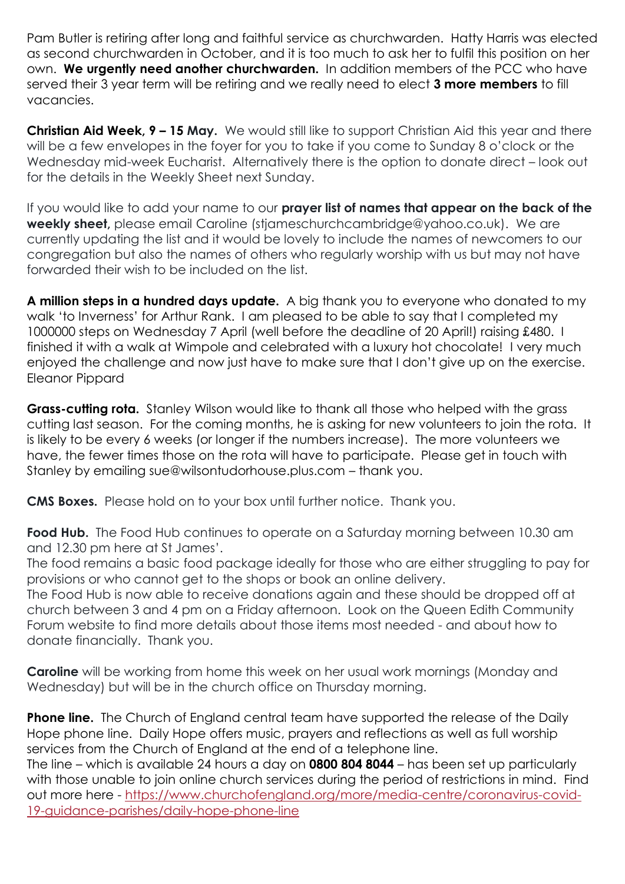Pam Butler is retiring after long and faithful service as churchwarden. Hatty Harris was elected as second churchwarden in October, and it is too much to ask her to fulfil this position on her own. **We urgently need another churchwarden.** In addition members of the PCC who have served their 3 year term will be retiring and we really need to elect **3 more members** to fill vacancies.

**Christian Aid Week, 9 – 15 May.** We would still like to support Christian Aid this year and there will be a few envelopes in the foyer for you to take if you come to Sunday 8 o'clock or the Wednesday mid-week Eucharist. Alternatively there is the option to donate direct – look out for the details in the Weekly Sheet next Sunday.

If you would like to add your name to our **prayer list of names that appear on the back of the weekly sheet,** please email Caroline (stjameschurchcambridge@yahoo.co.uk). We are currently updating the list and it would be lovely to include the names of newcomers to our congregation but also the names of others who regularly worship with us but may not have forwarded their wish to be included on the list.

**A million steps in a hundred days update.** A big thank you to everyone who donated to my walk 'to Inverness' for Arthur Rank. I am pleased to be able to say that I completed my 1000000 steps on Wednesday 7 April (well before the deadline of 20 April!) raising £480. I finished it with a walk at Wimpole and celebrated with a luxury hot chocolate! I very much enjoyed the challenge and now just have to make sure that I don't give up on the exercise. Eleanor Pippard

**Grass-cutting rota.** Stanley Wilson would like to thank all those who helped with the grass cutting last season. For the coming months, he is asking for new volunteers to join the rota. It is likely to be every 6 weeks (or longer if the numbers increase). The more volunteers we have, the fewer times those on the rota will have to participate. Please get in touch with Stanley by emailing sue@wilsontudorhouse.plus.com – thank you.

**CMS Boxes.** Please hold on to your box until further notice. Thank you.

**Food Hub.** The Food Hub continues to operate on a Saturday morning between 10.30 am and 12.30 pm here at St James'.

The food remains a basic food package ideally for those who are either struggling to pay for provisions or who cannot get to the shops or book an online delivery.

The Food Hub is now able to receive donations again and these should be dropped off at church between 3 and 4 pm on a Friday afternoon. Look on the Queen Edith Community Forum website to find more details about those items most needed - and about how to donate financially. Thank you.

**Caroline** will be working from home this week on her usual work mornings (Monday and Wednesday) but will be in the church office on Thursday morning.

**Phone line.** The Church of England central team have supported the release of the Daily Hope phone line. Daily Hope offers music, prayers and reflections as well as full worship services from the Church of England at the end of a telephone line.

The line – which is available 24 hours a day on **0800 804 8044** – has been set up particularly with those unable to join online church services during the period of restrictions in mind. Find out more here - [https://www.churchofengland.org/more/media-centre/coronavirus-covid-19-guidance-parishes/daily-hope-phone-line](https://www.churchofengland.org/more/media-centre/coronavirus-covid-19-guidance-parishes/daily-hope-phone-line)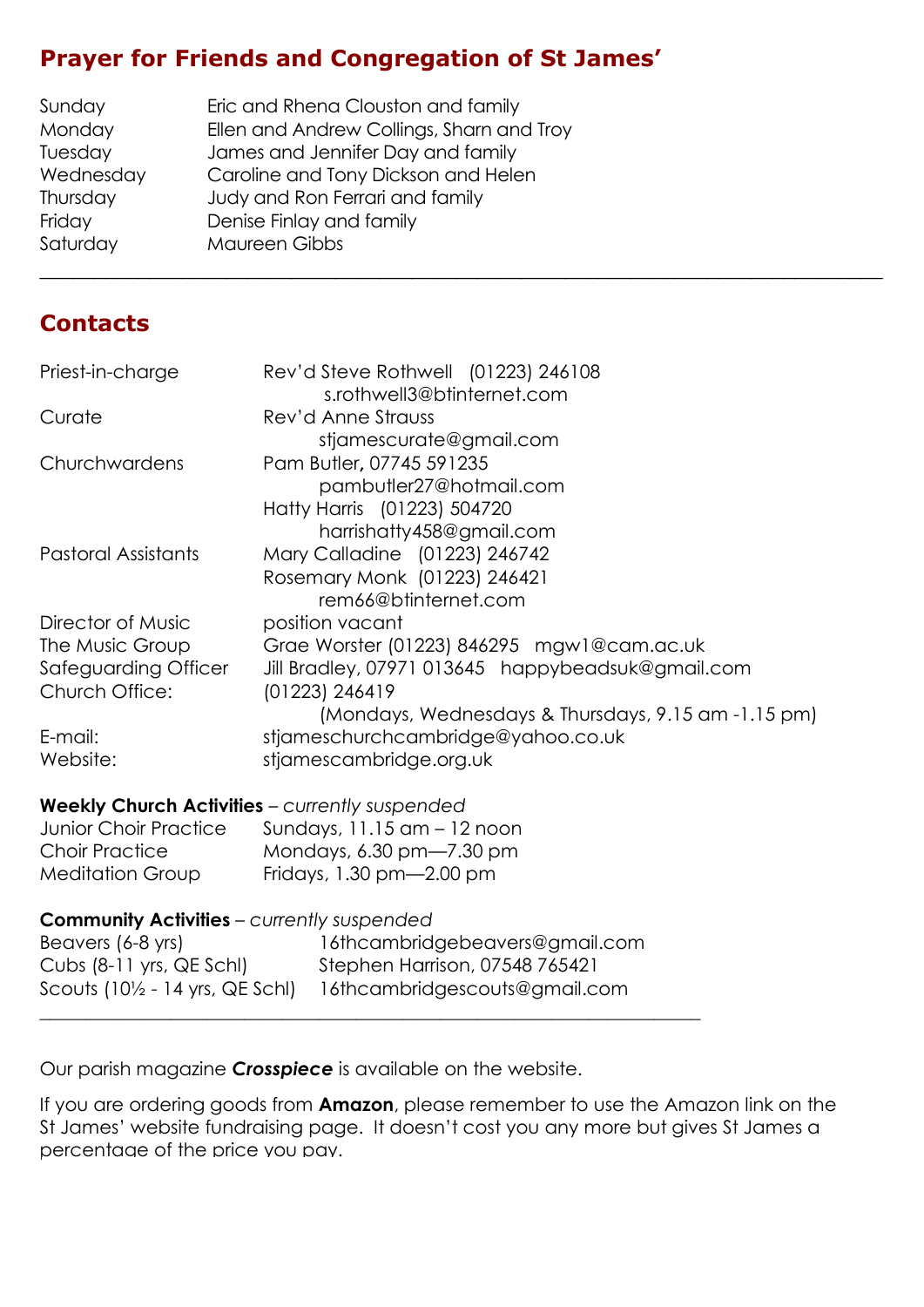## Prayer for Friends and Congregation of St James'

| | |
|---|---|
| Sunday | Eric and Rhena Clouston and family |
| Monday | Ellen and Andrew Collings, Sharn and Troy |
| Tuesday | James and Jennifer Day and family |
| Wednesday | Caroline and Tony Dickson and Helen |
| Thursday | Judy and Ron Ferrari and family |
| Friday | Denise Finlay and family |
| Saturday | Maureen Gibbs |

---

## Contacts

| | |
|---|---|
| Priest-in-charge | Rev'd Steve Rothwell (01223) 246108<br>s.rothwell3@btinternet.com |
| Curate | Rev'd Anne Strauss<br>stjamescurate@gmail.com |
| Churchwardens | Pam Butler, 07745 591235<br>pambutler27@hotmail.com<br>Hatty Harris (01223) 504720<br>harrishatty458@gmail.com |
| Pastoral Assistants | Mary Calladine (01223) 246742<br>Rosemary Monk (01223) 246421<br>rem66@btinternet.com |
| Director of Music | position vacant |
| The Music Group | Grae Worster (01223) 846295 mgw1@cam.ac.uk |
| Safeguarding Officer | Jill Bradley, 07971 013645 happybeadsuk@gmail.com |
| Church Office: | (01223) 246419<br>(Mondays, Wednesdays & Thursdays, 9.15 am -1.15 pm) |
| E-mail: | stjameschurchcambridge@yahoo.co.uk |
| Website: | stjamescambridge.org.uk |

**Weekly Church Activities** – *currently suspended*

| | |
|---|---|
| Junior Choir Practice | Sundays, 11.15 am – 12 noon |
| Choir Practice | Mondays, 6.30 pm—7.30 pm |
| Meditation Group | Fridays, 1.30 pm—2.00 pm |

**Community Activities** – *currently suspended*

| | |
|---|---|
| Beavers (6-8 yrs) | 16thcambridgebeavers@gmail.com |
| Cubs (8-11 yrs, QE Schl) | Stephen Harrison, 07548 765421 |
| Scouts (10½ - 14 yrs, QE Schl) | 16thcambridgescouts@gmail.com |

---

Our parish magazine ***Crosspiece*** is available on the website.

If you are ordering goods from **Amazon**, please remember to use the Amazon link on the St James' website fundraising page. It doesn't cost you any more but gives St James a percentage of the price you pay.